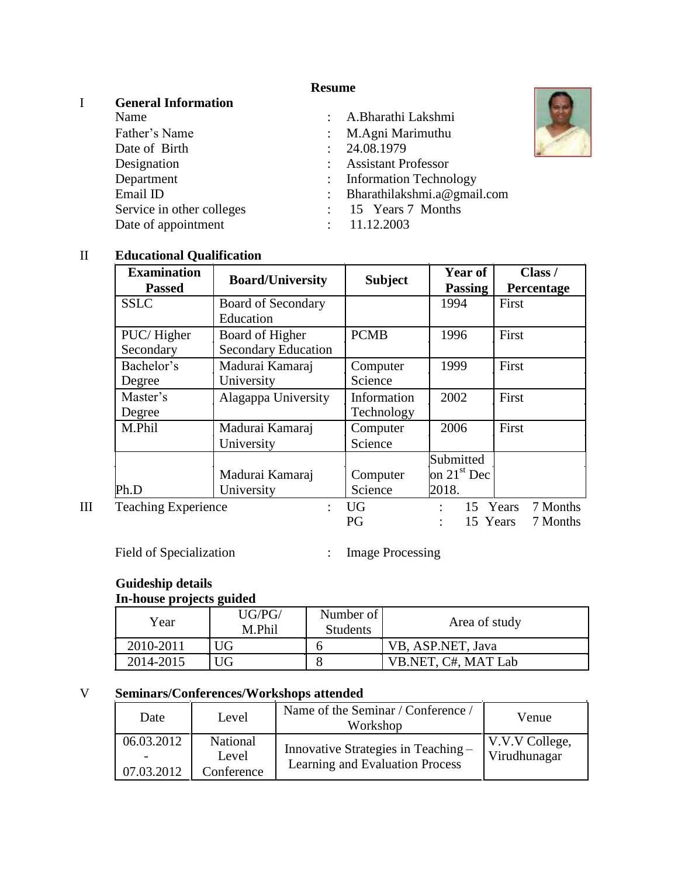# Resume

## I General Information

| | | |
|---|---|---|
| Name | : | A.Bharathi Lakshmi |
| Father's Name | : | M.Agni Marimuthu |
| Date of Birth | : | 24.08.1979 |
| Designation | : | Assistant Professor |
| Department | : | Information Technology |
| Email ID | : | Bharathilakshmi.a@gmail.com |
| Service in other colleges | : | 15 Years 7 Months |
| Date of appointment | : | 11.12.2003 |

## II Educational Qualification

| Examination Passed | Board/University | Subject | Year of Passing | Class / Percentage |
|---|---|---|---|---|
| SSLC | Board of Secondary Education | | 1994 | First |
| PUC/ Higher Secondary | Board of Higher Secondary Education | PCMB | 1996 | First |
| Bachelor's Degree | Madurai Kamaraj University | Computer Science | 1999 | First |
| Master's Degree | Alagappa University | Information Technology | 2002 | First |
| M.Phil | Madurai Kamaraj University | Computer Science | 2006 | First |
| Ph.D | Madurai Kamaraj University | Computer Science | Submitted on 21st Dec 2018. | |

## III Teaching Experience

| | | | | |
|---|---|---|---|---|
| Teaching Experience | : | UG | : | 15 Years 7 Months |
| | | PG | : | 15 Years 7 Months |

Field of Specialization : Image Processing

**Guideship details**

**In-house projects guided**

| Year | UG/PG/ M.Phil | Number of Students | Area of study |
|---|---|---|---|
| 2010-2011 | UG | 6 | VB, ASP.NET, Java |
| 2014-2015 | UG | 8 | VB.NET, C#, MAT Lab |

## V Seminars/Conferences/Workshops attended

| Date | Level | Name of the Seminar / Conference / Workshop | Venue |
|---|---|---|---|
| 06.03.2012 - 07.03.2012 | National Level Conference | Innovative Strategies in Teaching – Learning and Evaluation Process | V.V.V College, Virudhunagar |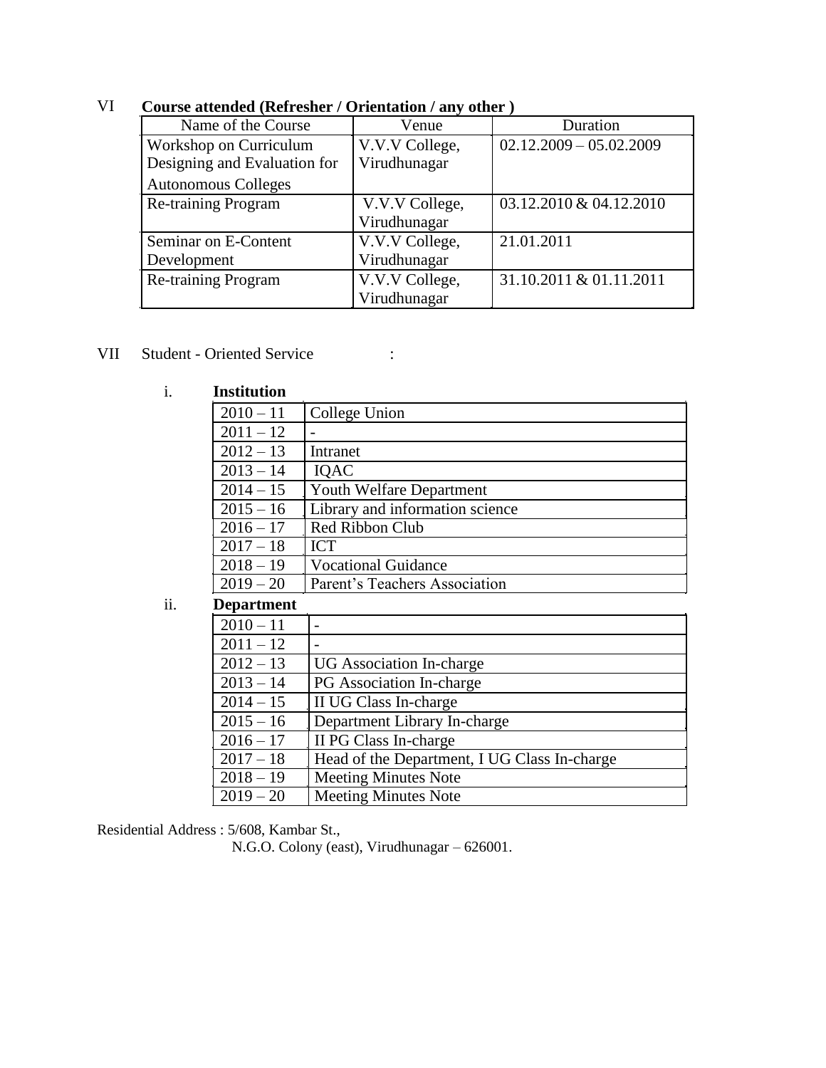VI **Course attended (Refresher / Orientation / any other )**

| Name of the Course | Venue | Duration |
|---|---|---|
| Workshop on Curriculum Designing and Evaluation for Autonomous Colleges | V.V.V College, Virudhunagar | 02.12.2009 – 05.02.2009 |
| Re-training Program | V.V.V College, Virudhunagar | 03.12.2010 & 04.12.2010 |
| Seminar on E-Content Development | V.V.V College, Virudhunagar | 21.01.2011 |
| Re-training Program | V.V.V College, Virudhunagar | 31.10.2011 & 01.11.2011 |

VII Student - Oriented Service :

i. **Institution**

| | |
|---|---|
| 2010 – 11 | College Union |
| 2011 – 12 | - |
| 2012 – 13 | Intranet |
| 2013 – 14 | IQAC |
| 2014 – 15 | Youth Welfare Department |
| 2015 – 16 | Library and information science |
| 2016 – 17 | Red Ribbon Club |
| 2017 – 18 | ICT |
| 2018 – 19 | Vocational Guidance |
| 2019 – 20 | Parent's Teachers Association |

ii. **Department**

| | |
|---|---|
| 2010 – 11 | - |
| 2011 – 12 | - |
| 2012 – 13 | UG Association In-charge |
| 2013 – 14 | PG Association In-charge |
| 2014 – 15 | II UG Class In-charge |
| 2015 – 16 | Department Library In-charge |
| 2016 – 17 | II PG Class In-charge |
| 2017 – 18 | Head of the Department, I UG Class In-charge |
| 2018 – 19 | Meeting Minutes Note |
| 2019 – 20 | Meeting Minutes Note |

Residential Address : 5/608, Kambar St.,
N.G.O. Colony (east), Virudhunagar – 626001.